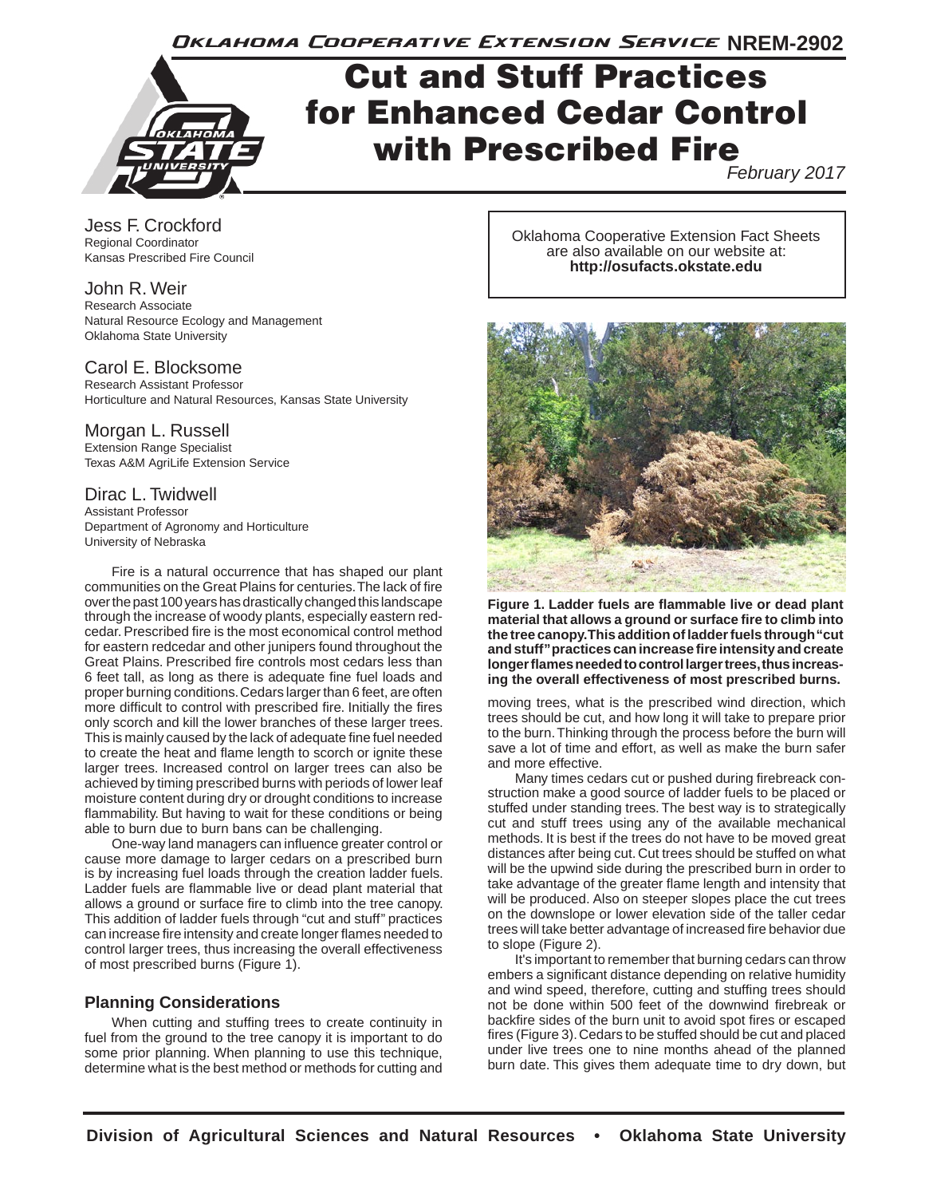Oklahoma Cooperative Extension Service NREM-2902

# Cut and Stuff Practices for Enhanced Cedar Control with Prescribed Fire

*February 2017*

Jess F. Crockford
Regional Coordinator
Kansas Prescribed Fire Council

John R. Weir
Research Associate
Natural Resource Ecology and Management
Oklahoma State University

Carol E. Blocksome
Research Assistant Professor
Horticulture and Natural Resources, Kansas State University

Morgan L. Russell
Extension Range Specialist
Texas A&M AgriLife Extension Service

Dirac L. Twidwell
Assistant Professor
Department of Agronomy and Horticulture
University of Nebraska

Oklahoma Cooperative Extension Fact Sheets are also available on our website at: **http://osufacts.okstate.edu**

Fire is a natural occurrence that has shaped our plant communities on the Great Plains for centuries. The lack of fire over the past 100 years has drastically changed this landscape through the increase of woody plants, especially eastern redcedar. Prescribed fire is the most economical control method for eastern redcedar and other junipers found throughout the Great Plains. Prescribed fire controls most cedars less than 6 feet tall, as long as there is adequate fine fuel loads and proper burning conditions. Cedars larger than 6 feet, are often more difficult to control with prescribed fire. Initially the fires only scorch and kill the lower branches of these larger trees. This is mainly caused by the lack of adequate fine fuel needed to create the heat and flame length to scorch or ignite these larger trees. Increased control on larger trees can also be achieved by timing prescribed burns with periods of lower leaf moisture content during dry or drought conditions to increase flammability. But having to wait for these conditions or being able to burn due to burn bans can be challenging.

One-way land managers can influence greater control or cause more damage to larger cedars on a prescribed burn is by increasing fuel loads through the creation ladder fuels. Ladder fuels are flammable live or dead plant material that allows a ground or surface fire to climb into the tree canopy. This addition of ladder fuels through "cut and stuff" practices can increase fire intensity and create longer flames needed to control larger trees, thus increasing the overall effectiveness of most prescribed burns (Figure 1).

**Figure 1. Ladder fuels are flammable live or dead plant material that allows a ground or surface fire to climb into the tree canopy. This addition of ladder fuels through "cut and stuff" practices can increase fire intensity and create longer flames needed to control larger trees, thus increasing the overall effectiveness of most prescribed burns.**

### Planning Considerations

When cutting and stuffing trees to create continuity in fuel from the ground to the tree canopy it is important to do some prior planning. When planning to use this technique, determine what is the best method or methods for cutting and moving trees, what is the prescribed wind direction, which trees should be cut, and how long it will take to prepare prior to the burn. Thinking through the process before the burn will save a lot of time and effort, as well as make the burn safer and more effective.

Many times cedars cut or pushed during firebreack construction make a good source of ladder fuels to be placed or stuffed under standing trees. The best way is to strategically cut and stuff trees using any of the available mechanical methods. It is best if the trees do not have to be moved great distances after being cut. Cut trees should be stuffed on what will be the upwind side during the prescribed burn in order to take advantage of the greater flame length and intensity that will be produced. Also on steeper slopes place the cut trees on the downslope or lower elevation side of the taller cedar trees will take better advantage of increased fire behavior due to slope (Figure 2).

It's important to remember that burning cedars can throw embers a significant distance depending on relative humidity and wind speed, therefore, cutting and stuffing trees should not be done within 500 feet of the downwind firebreak or backfire sides of the burn unit to avoid spot fires or escaped fires (Figure 3). Cedars to be stuffed should be cut and placed under live trees one to nine months ahead of the planned burn date. This gives them adequate time to dry down, but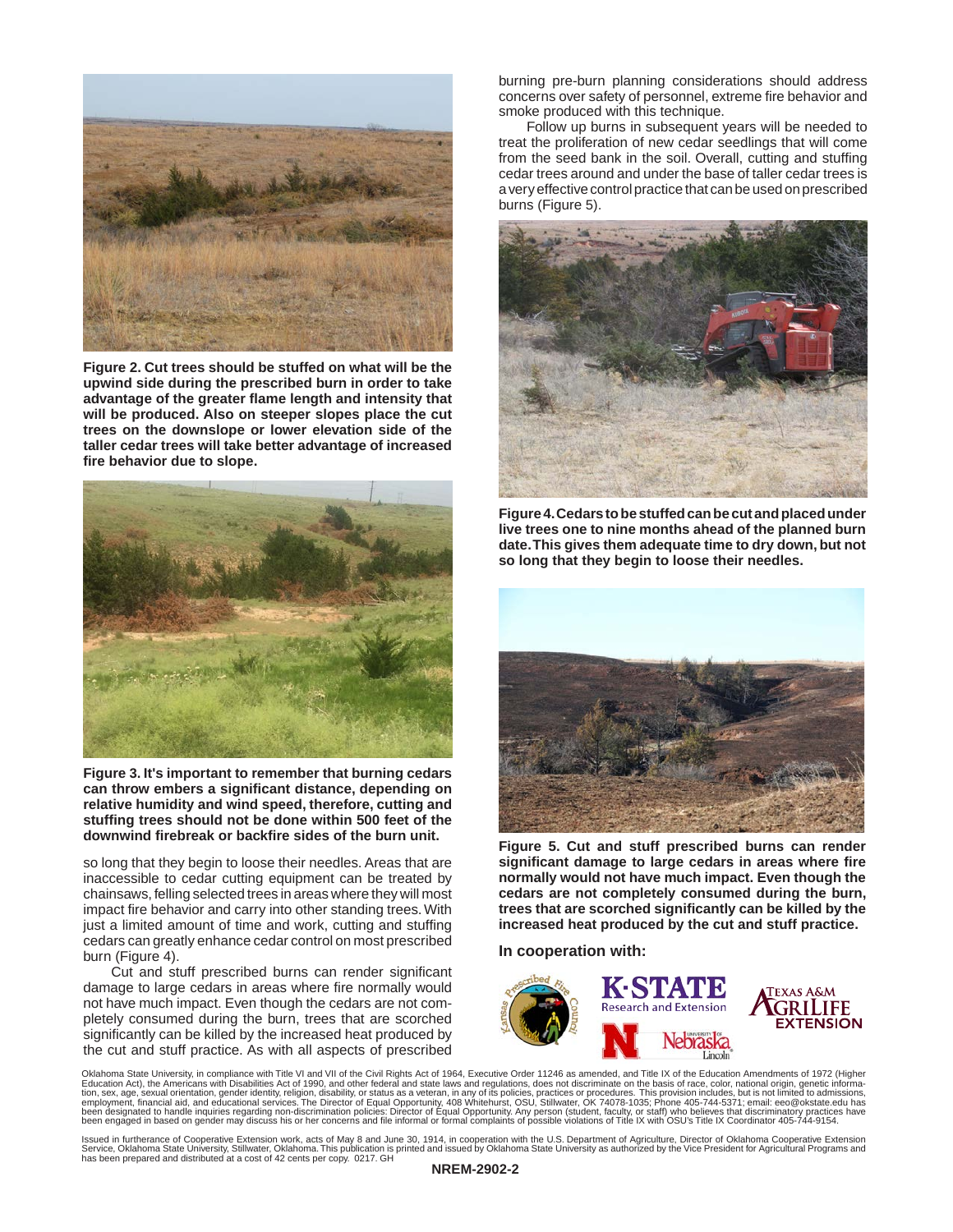Figure 2. Cut trees should be stuffed on what will be the upwind side during the prescribed burn in order to take advantage of the greater flame length and intensity that will be produced. Also on steeper slopes place the cut trees on the downslope or lower elevation side of the taller cedar trees will take better advantage of increased fire behavior due to slope.

Figure 3. It's important to remember that burning cedars can throw embers a significant distance, depending on relative humidity and wind speed, therefore, cutting and stuffing trees should not be done within 500 feet of the downwind firebreak or backfire sides of the burn unit.

so long that they begin to loose their needles. Areas that are inaccessible to cedar cutting equipment can be treated by chainsaws, felling selected trees in areas where they will most impact fire behavior and carry into other standing trees. With just a limited amount of time and work, cutting and stuffing cedars can greatly enhance cedar control on most prescribed burn (Figure 4).

Cut and stuff prescribed burns can render significant damage to large cedars in areas where fire normally would not have much impact. Even though the cedars are not completely consumed during the burn, trees that are scorched significantly can be killed by the increased heat produced by the cut and stuff practice. As with all aspects of prescribed burning pre-burn planning considerations should address concerns over safety of personnel, extreme fire behavior and smoke produced with this technique.

Follow up burns in subsequent years will be needed to treat the proliferation of new cedar seedlings that will come from the seed bank in the soil. Overall, cutting and stuffing cedar trees around and under the base of taller cedar trees is a very effective control practice that can be used on prescribed burns (Figure 5).

Figure 4. Cedars to be stuffed can be cut and placed under live trees one to nine months ahead of the planned burn date. This gives them adequate time to dry down, but not so long that they begin to loose their needles.

Figure 5. Cut and stuff prescribed burns can render significant damage to large cedars in areas where fire normally would not have much impact. Even though the cedars are not completely consumed during the burn, trees that are scorched significantly can be killed by the increased heat produced by the cut and stuff practice.

**In cooperation with:**

Kansas Prescribed Fire Council

K-STATE Research and Extension

TEXAS A&M AGRILIFE EXTENSION

University of Nebraska Lincoln

Oklahoma State University, in compliance with Title VI and VII of the Civil Rights Act of 1964, Executive Order 11246 as amended, and Title IX of the Education Amendments of 1972 (Higher Education Act), the Americans with Disabilities Act of 1990, and other federal and state laws and regulations, does not discriminate on the basis of race, color, national origin, genetic information, sex, age, sexual orientation, gender identity, religion, disability, or status as a veteran, in any of its policies, practices or procedures. This provision includes, but is not limited to admissions, employment, financial aid, and educational services. The Director of Equal Opportunity, 408 Whitehurst, OSU, Stillwater, OK 74078-1035; Phone 405-744-5371; email: eeo@okstate.edu has been designated to handle inquiries regarding non-discrimination policies: Director of Equal Opportunity. Any person (student, faculty, or staff) who believes that discriminatory practices have been engaged in based on gender may discuss his or her concerns and file informal or formal complaints of possible violations of Title IX with OSU's Title IX Coordinator 405-744-9154.

Issued in furtherance of Cooperative Extension work, acts of May 8 and June 30, 1914, in cooperation with the U.S. Department of Agriculture, Director of Oklahoma Cooperative Extension Service, Oklahoma State University, Stillwater, Oklahoma. This publication is printed and issued by Oklahoma State University as authorized by the Vice President for Agricultural Programs and has been prepared and distributed at a cost of 42 cents per copy. 0217. GH

**NREM-2902-2**